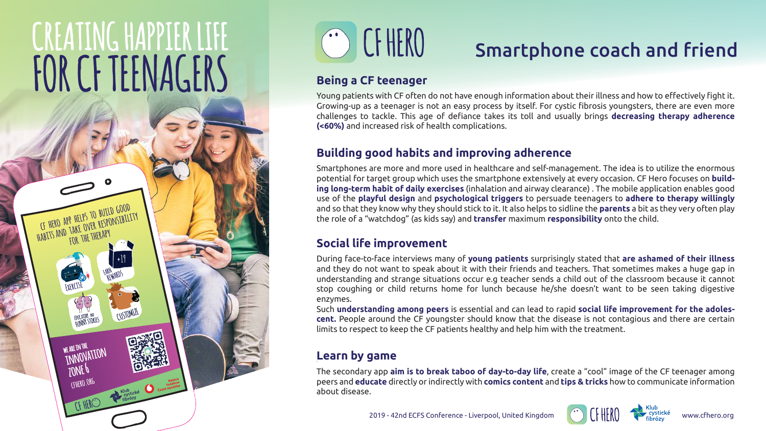# CREATING HAPPIER LIFE FOR CF TEENAGERS

CF HERO APP HELPS TO BUILD GOOD HABITS AND TAKE OVER RESPONSIBILITY FOR THE THERAPY

EXERCISE

EARN REWARDS

+19

EDUCATION AND FUNNY STORIES

CUSTOMIZE

WE ARE IN THE INNOVATION ZONE 6

CFHERO.ORG

CF HERO

# CF HERO

## Smartphone coach and friend

### Being a CF teenager

Young patients with CF often do not have enough information about their illness and how to effectively fight it. Growing-up as a teenager is not an easy process by itself. For cystic fibrosis youngsters, there are even more challenges to tackle. This age of defiance takes its toll and usually brings **decreasing therapy adherence (<60%)** and increased risk of health complications.

### Building good habits and improving adherence

Smartphones are more and more used in healthcare and self-management. The idea is to utilize the enormous potential for target group which uses the smartphone extensively at every occasion. CF Hero focuses on **building long-term habit of daily exercises** (inhalation and airway clearance) . The mobile application enables good use of the **playful design** and **psychological triggers** to persuade teenagers to **adhere to therapy willingly** and so that they know why they should stick to it. It also helps to sidline the **parents** a bit as they very often play the role of a "watchdog" (as kids say) and **transfer** maximum **responsibility** onto the child.

### Social life improvement

During face-to-face interviews many of **young patients** surprisingly stated that **are ashamed of their illness** and they do not want to speak about it with their friends and teachers. That sometimes makes a huge gap in understanding and strange situations occur e.g teacher sends a child out of the classroom because it cannot stop coughing or child returns home for lunch because he/she doesn't want to be seen taking digestive enzymes.

Such **understanding among peers** is essential and can lead to rapid **social life improvement for the adolescent.** People around the CF youngster should know that the disease is not contagious and there are certain limits to respect to keep the CF patients healthy and help him with the treatment.

### Learn by game

The secondary app **aim is to break taboo of day-to-day life**, create a "cool" image of the CF teenager among peers and **educate** directly or indirectly with **comics content** and **tips & tricks** how to communicate information about disease.

2019 - 42nd ECFS Conference - Liverpool, United Kingdom

www.cfhero.org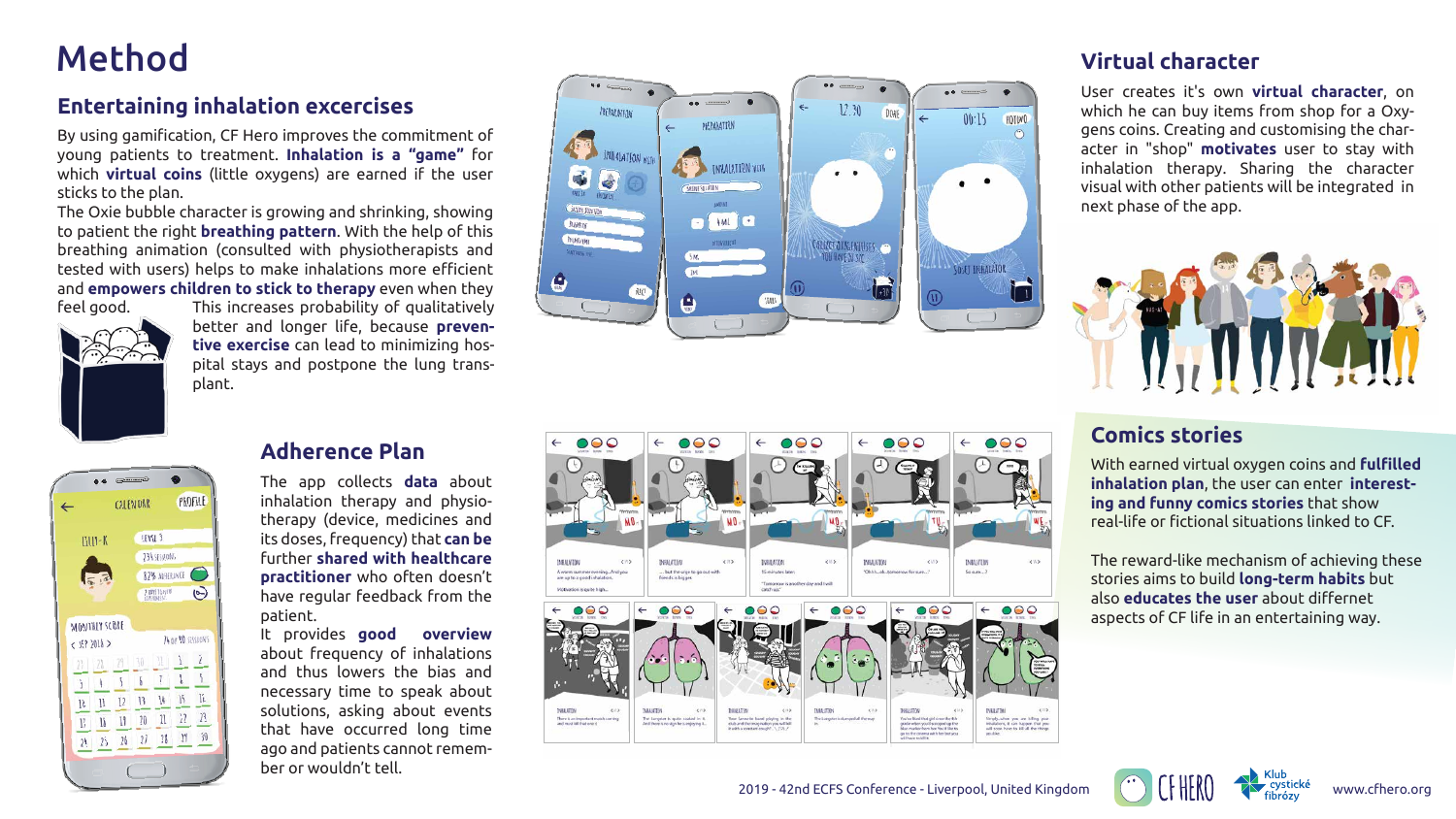# Method

## Entertaining inhalation excercises

By using gamification, CF Hero improves the commitment of young patients to treatment. **Inhalation is a "game"** for which **virtual coins** (little oxygens) are earned if the user sticks to the plan.

The Oxie bubble character is growing and shrinking, showing to patient the right **breathing pattern**. With the help of this breathing animation (consulted with physiotherapists and tested with users) helps to make inhalations more efficient and **empowers children to stick to therapy** even when they feel good. This increases probability of qualitatively better and longer life, because **preventive exercise** can lead to minimizing hospital stays and postpone the lung transplant.

## Adherence Plan

The app collects **data** about inhalation therapy and physiotherapy (device, medicines and its doses, frequency) that **can be** further **shared with healthcare practitioner** who often doesn't have regular feedback from the patient.

It provides **good overview** about frequency of inhalations and thus lowers the bias and necessary time to speak about solutions, asking about events that have occurred long time ago and patients cannot remember or wouldn't tell.

## Virtual character

User creates it's own **virtual character**, on which he can buy items from shop for a Oxygens coins. Creating and customising the character in "shop" **motivates** user to stay with inhalation therapy. Sharing the character visual with other patients will be integrated in next phase of the app.

## Comics stories

With earned virtual oxygen coins and **fulfilled inhalation plan**, the user can enter **interesting and funny comics stories** that show real-life or fictional situations linked to CF.

The reward-like mechanism of achieving these stories aims to build **long-term habits** but also **educates the user** about differnet aspects of CF life in an entertaining way.

2019 - 42nd ECFS Conference - Liverpool, United Kingdom

CF HERO Klub cystické fibrózy www.cfhero.org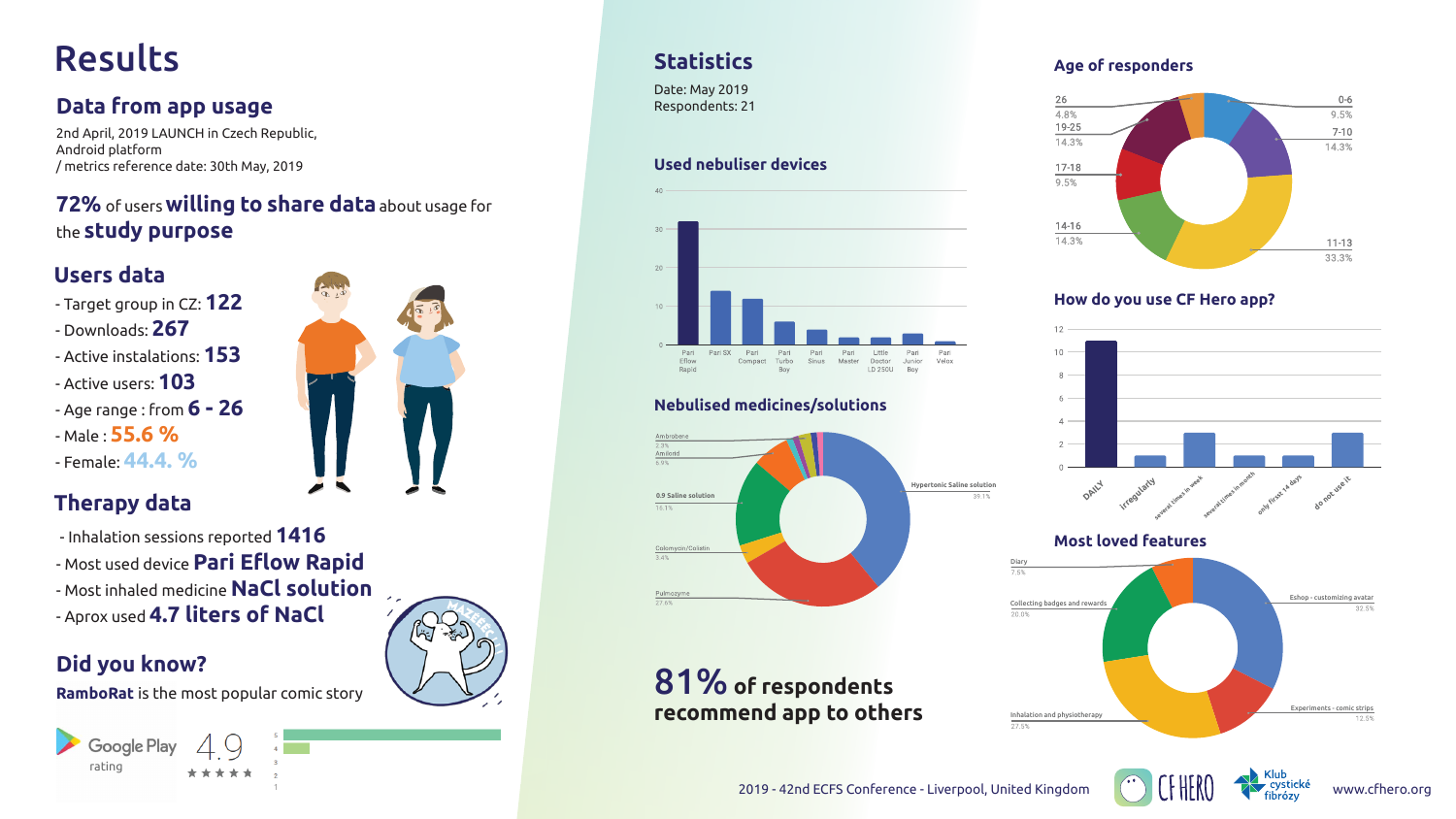# Results

## Data from app usage

2nd April, 2019 LAUNCH in Czech Republic,
Android platform
/ metrics reference date: 30th May, 2019

**72%** of users **willing to share data** about usage for the **study purpose**

## Users data

- Target group in CZ: **122**
- Downloads: **267**
- Active instalations: **153**
- Active users: **103**
- Age range : from **6 - 26**
- Male : **55.6 %**
- Female: **44.4. %**

## Therapy data

- Inhalation sessions reported **1416**
- Most used device **Pari Eflow Rapid**
- Most inhaled medicine **NaCl solution**
- Aprox used **4.7 liters of NaCl**

## Did you know?

**RamboRat** is the most popular comic story

Google Play rating 4.9

5
4
3
2
1

## Statistics

Date: May 2019
Respondents: 21

### Used nebuliser devices

40
30
20
10
0

Pari Eflow Rapid
Pari SX
Pari Compact
Pari Turbo Boy
Pari Sinus
Pari Master
Little Doctor LD 250U
Pari Junior Boy
Pari Velox

### Nebulised medicines/solutions

Ambrobene 2.3%
Amiloridi 6.9%
0.9 Saline solution 16.1%
Colomycin/Colistin 3.4%
Pulmozyme 27.6%
Hypertonic Saline solution 39.1%

**81%** of respondents recommend app to others

### Age of responders

26 4.8%
19-25 14.3%
17-18 9.5%
14-16 14.3%
0-6 9.5%
7-10 14.3%
11-13 33.3%

### How do you use CF Hero app?

12
10
8
6
4
2
0

DAILY
irregularly
several times in week
several times in month
only first 14 days
do not use it

### Most loved features

Diary 7.5%
Collecting badges and rewards 20.0%
Inhalation and physiotherapy 27.5%
Eshop - customizing avatar 32.5%
Experiments - comic strips 12.5%

2019 - 42nd ECFS Conference - Liverpool, United Kingdom

CF HERO
Klub cystické fibrózy
www.cfhero.org